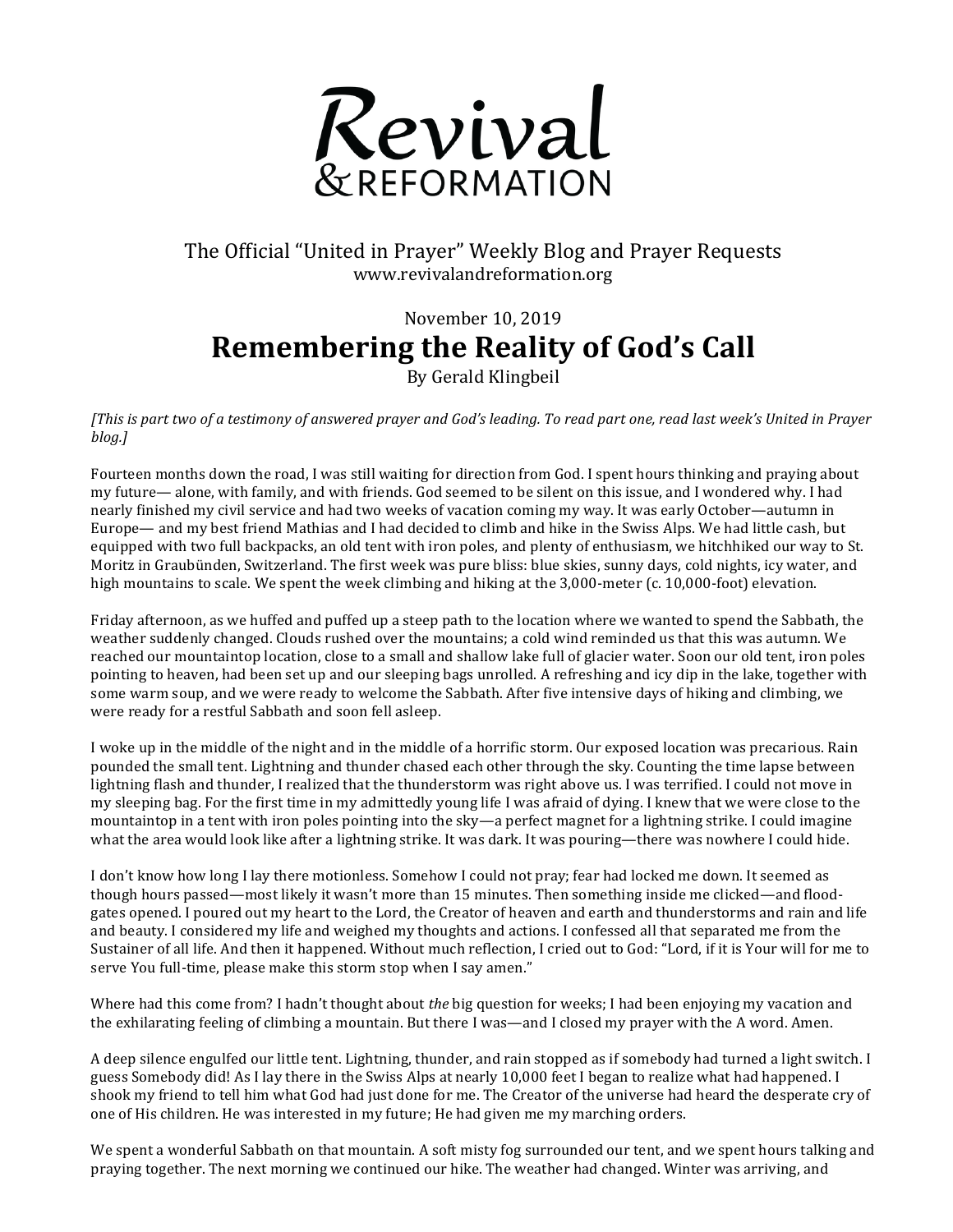# Revival & REFORMATION

The Official "United in Prayer" Weekly Blog and Prayer Requests
www.revivalandreformation.org

November 10, 2019

## Remembering the Reality of God's Call

By Gerald Klingbeil

*[This is part two of a testimony of answered prayer and God's leading. To read part one, read last week's United in Prayer blog.]*

Fourteen months down the road, I was still waiting for direction from God. I spent hours thinking and praying about my future— alone, with family, and with friends. God seemed to be silent on this issue, and I wondered why. I had nearly finished my civil service and had two weeks of vacation coming my way. It was early October—autumn in Europe— and my best friend Mathias and I had decided to climb and hike in the Swiss Alps. We had little cash, but equipped with two full backpacks, an old tent with iron poles, and plenty of enthusiasm, we hitchhiked our way to St. Moritz in Graubünden, Switzerland. The first week was pure bliss: blue skies, sunny days, cold nights, icy water, and high mountains to scale. We spent the week climbing and hiking at the 3,000-meter (c. 10,000-foot) elevation.

Friday afternoon, as we huffed and puffed up a steep path to the location where we wanted to spend the Sabbath, the weather suddenly changed. Clouds rushed over the mountains; a cold wind reminded us that this was autumn. We reached our mountaintop location, close to a small and shallow lake full of glacier water. Soon our old tent, iron poles pointing to heaven, had been set up and our sleeping bags unrolled. A refreshing and icy dip in the lake, together with some warm soup, and we were ready to welcome the Sabbath. After five intensive days of hiking and climbing, we were ready for a restful Sabbath and soon fell asleep.

I woke up in the middle of the night and in the middle of a horrific storm. Our exposed location was precarious. Rain pounded the small tent. Lightning and thunder chased each other through the sky. Counting the time lapse between lightning flash and thunder, I realized that the thunderstorm was right above us. I was terrified. I could not move in my sleeping bag. For the first time in my admittedly young life I was afraid of dying. I knew that we were close to the mountaintop in a tent with iron poles pointing into the sky—a perfect magnet for a lightning strike. I could imagine what the area would look like after a lightning strike. It was dark. It was pouring—there was nowhere I could hide.

I don't know how long I lay there motionless. Somehow I could not pray; fear had locked me down. It seemed as though hours passed—most likely it wasn't more than 15 minutes. Then something inside me clicked—and flood-gates opened. I poured out my heart to the Lord, the Creator of heaven and earth and thunderstorms and rain and life and beauty. I considered my life and weighed my thoughts and actions. I confessed all that separated me from the Sustainer of all life. And then it happened. Without much reflection, I cried out to God: "Lord, if it is Your will for me to serve You full-time, please make this storm stop when I say amen."

Where had this come from? I hadn't thought about *the* big question for weeks; I had been enjoying my vacation and the exhilarating feeling of climbing a mountain. But there I was—and I closed my prayer with the A word. Amen.

A deep silence engulfed our little tent. Lightning, thunder, and rain stopped as if somebody had turned a light switch. I guess Somebody did! As I lay there in the Swiss Alps at nearly 10,000 feet I began to realize what had happened. I shook my friend to tell him what God had just done for me. The Creator of the universe had heard the desperate cry of one of His children. He was interested in my future; He had given me my marching orders.

We spent a wonderful Sabbath on that mountain. A soft misty fog surrounded our tent, and we spent hours talking and praying together. The next morning we continued our hike. The weather had changed. Winter was arriving, and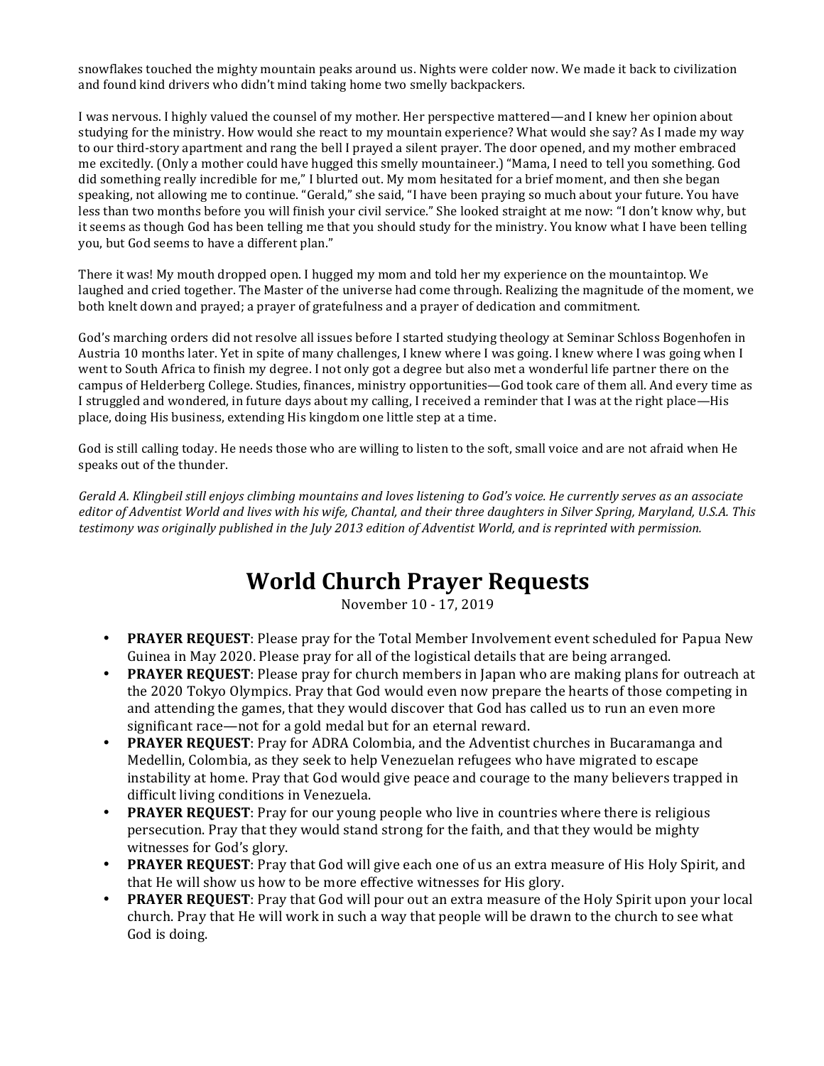snowflakes touched the mighty mountain peaks around us. Nights were colder now. We made it back to civilization and found kind drivers who didn't mind taking home two smelly backpackers.

I was nervous. I highly valued the counsel of my mother. Her perspective mattered—and I knew her opinion about studying for the ministry. How would she react to my mountain experience? What would she say? As I made my way to our third-story apartment and rang the bell I prayed a silent prayer. The door opened, and my mother embraced me excitedly. (Only a mother could have hugged this smelly mountaineer.) "Mama, I need to tell you something. God did something really incredible for me," I blurted out. My mom hesitated for a brief moment, and then she began speaking, not allowing me to continue. "Gerald," she said, "I have been praying so much about your future. You have less than two months before you will finish your civil service." She looked straight at me now: "I don't know why, but it seems as though God has been telling me that you should study for the ministry. You know what I have been telling you, but God seems to have a different plan."

There it was! My mouth dropped open. I hugged my mom and told her my experience on the mountaintop. We laughed and cried together. The Master of the universe had come through. Realizing the magnitude of the moment, we both knelt down and prayed; a prayer of gratefulness and a prayer of dedication and commitment.

God's marching orders did not resolve all issues before I started studying theology at Seminar Schloss Bogenhofen in Austria 10 months later. Yet in spite of many challenges, I knew where I was going. I knew where I was going when I went to South Africa to finish my degree. I not only got a degree but also met a wonderful life partner there on the campus of Helderberg College. Studies, finances, ministry opportunities—God took care of them all. And every time as I struggled and wondered, in future days about my calling, I received a reminder that I was at the right place—His place, doing His business, extending His kingdom one little step at a time.

God is still calling today. He needs those who are willing to listen to the soft, small voice and are not afraid when He speaks out of the thunder.

*Gerald A. Klingbeil still enjoys climbing mountains and loves listening to God's voice. He currently serves as an associate editor of Adventist World and lives with his wife, Chantal, and their three daughters in Silver Spring, Maryland, U.S.A. This testimony was originally published in the July 2013 edition of Adventist World, and is reprinted with permission.*

# World Church Prayer Requests

November 10 - 17, 2019

- **PRAYER REQUEST**: Please pray for the Total Member Involvement event scheduled for Papua New Guinea in May 2020. Please pray for all of the logistical details that are being arranged.
- **PRAYER REQUEST**: Please pray for church members in Japan who are making plans for outreach at the 2020 Tokyo Olympics. Pray that God would even now prepare the hearts of those competing in and attending the games, that they would discover that God has called us to run an even more significant race—not for a gold medal but for an eternal reward.
- **PRAYER REQUEST**: Pray for ADRA Colombia, and the Adventist churches in Bucaramanga and Medellin, Colombia, as they seek to help Venezuelan refugees who have migrated to escape instability at home. Pray that God would give peace and courage to the many believers trapped in difficult living conditions in Venezuela.
- **PRAYER REQUEST**: Pray for our young people who live in countries where there is religious persecution. Pray that they would stand strong for the faith, and that they would be mighty witnesses for God's glory.
- **PRAYER REQUEST**: Pray that God will give each one of us an extra measure of His Holy Spirit, and that He will show us how to be more effective witnesses for His glory.
- **PRAYER REQUEST**: Pray that God will pour out an extra measure of the Holy Spirit upon your local church. Pray that He will work in such a way that people will be drawn to the church to see what God is doing.